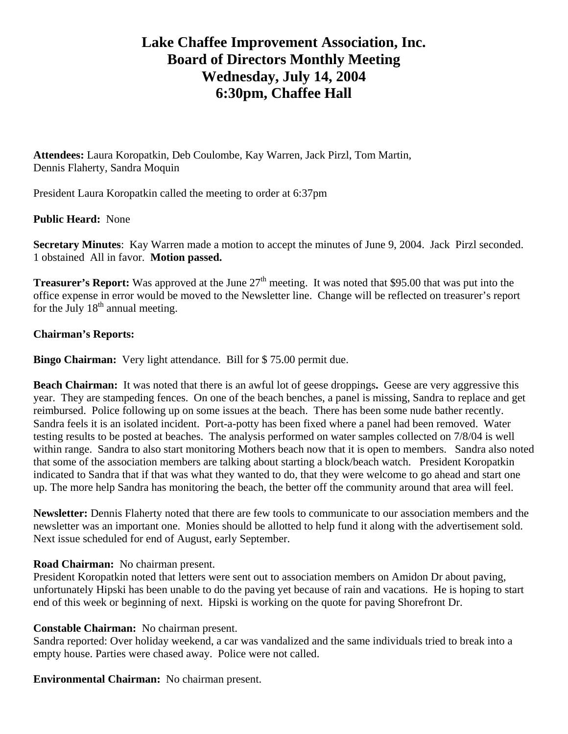# Lake Chaffee Improvement Association, Inc.
# Board of Directors Monthly Meeting
# Wednesday, July 14, 2004
# 6:30pm, Chaffee Hall

**Attendees:** Laura Koropatkin, Deb Coulombe, Kay Warren, Jack Pirzl, Tom Martin, Dennis Flaherty, Sandra Moquin

President Laura Koropatkin called the meeting to order at 6:37pm

**Public Heard:** None

**Secretary Minutes**: Kay Warren made a motion to accept the minutes of June 9, 2004. Jack Pirzl seconded. 1 obstained All in favor. **Motion passed.**

**Treasurer's Report:** Was approved at the June 27th meeting. It was noted that $95.00 that was put into the office expense in error would be moved to the Newsletter line. Change will be reflected on treasurer's report for the July 18th annual meeting.

**Chairman's Reports:**

**Bingo Chairman:** Very light attendance. Bill for $ 75.00 permit due.

**Beach Chairman:** It was noted that there is an awful lot of geese droppings**.** Geese are very aggressive this year. They are stampeding fences. On one of the beach benches, a panel is missing, Sandra to replace and get reimbursed. Police following up on some issues at the beach. There has been some nude bather recently. Sandra feels it is an isolated incident. Port-a-potty has been fixed where a panel had been removed. Water testing results to be posted at beaches. The analysis performed on water samples collected on 7/8/04 is well within range. Sandra to also start monitoring Mothers beach now that it is open to members. Sandra also noted that some of the association members are talking about starting a block/beach watch. President Koropatkin indicated to Sandra that if that was what they wanted to do, that they were welcome to go ahead and start one up. The more help Sandra has monitoring the beach, the better off the community around that area will feel.

**Newsletter:** Dennis Flaherty noted that there are few tools to communicate to our association members and the newsletter was an important one. Monies should be allotted to help fund it along with the advertisement sold. Next issue scheduled for end of August, early September.

**Road Chairman:** No chairman present.
President Koropatkin noted that letters were sent out to association members on Amidon Dr about paving, unfortunately Hipski has been unable to do the paving yet because of rain and vacations. He is hoping to start end of this week or beginning of next. Hipski is working on the quote for paving Shorefront Dr.

**Constable Chairman:** No chairman present.
Sandra reported: Over holiday weekend, a car was vandalized and the same individuals tried to break into a empty house. Parties were chased away. Police were not called.

**Environmental Chairman:** No chairman present.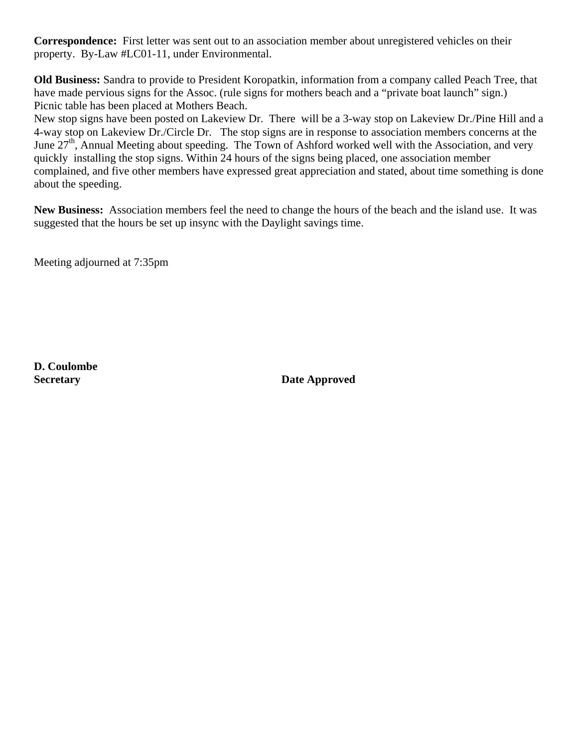**Correspondence:** First letter was sent out to an association member about unregistered vehicles on their property. By-Law #LC01-11, under Environmental.

**Old Business:** Sandra to provide to President Koropatkin, information from a company called Peach Tree, that have made pervious signs for the Assoc. (rule signs for mothers beach and a "private boat launch" sign.)
Picnic table has been placed at Mothers Beach.
New stop signs have been posted on Lakeview Dr. There will be a 3-way stop on Lakeview Dr./Pine Hill and a 4-way stop on Lakeview Dr./Circle Dr. The stop signs are in response to association members concerns at the June 27th, Annual Meeting about speeding. The Town of Ashford worked well with the Association, and very quickly installing the stop signs. Within 24 hours of the signs being placed, one association member complained, and five other members have expressed great appreciation and stated, about time something is done about the speeding.

**New Business:** Association members feel the need to change the hours of the beach and the island use. It was suggested that the hours be set up insync with the Daylight savings time.

Meeting adjourned at 7:35pm

**D. Coulombe**
**Secretary** **Date Approved**